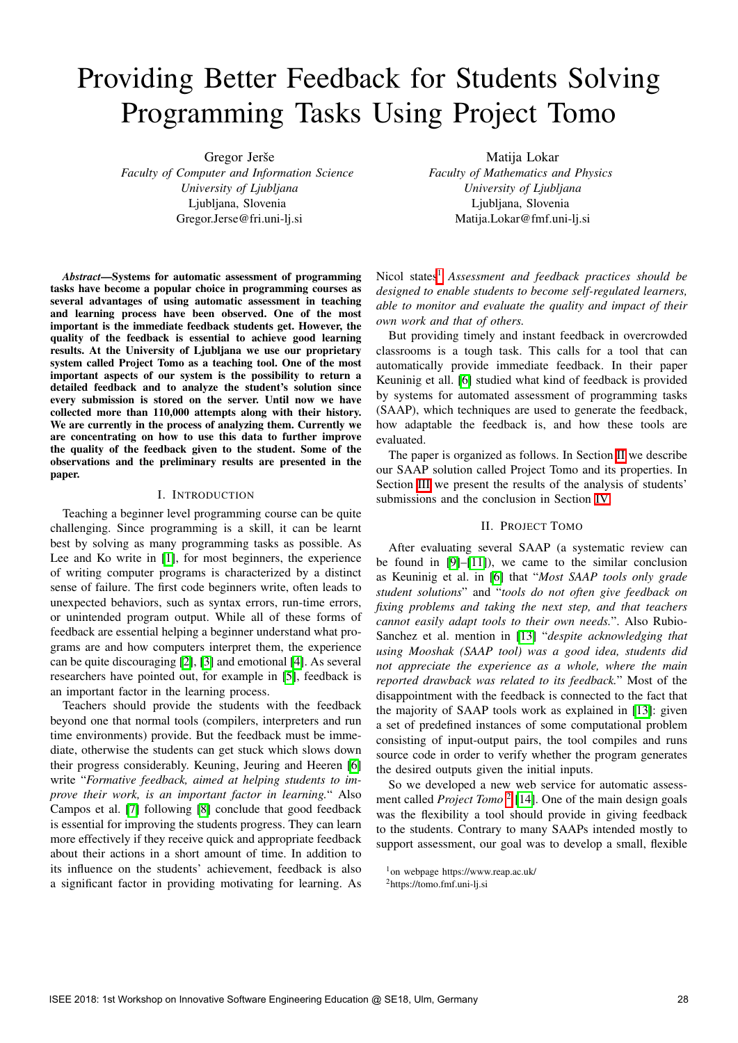# Providing Better Feedback for Students Solving Programming Tasks Using Project Tomo

Gregor Jerše
*Faculty of Computer and Information Science*
*University of Ljubljana*
Ljubljana, Slovenia
Gregor.Jerse@fri.uni-lj.si

Matija Lokar
*Faculty of Mathematics and Physics*
*University of Ljubljana*
Ljubljana, Slovenia
Matija.Lokar@fmf.uni-lj.si

***Abstract*—Systems for automatic assessment of programming tasks have become a popular choice in programming courses as several advantages of using automatic assessment in teaching and learning process have been observed. One of the most important is the immediate feedback students get. However, the quality of the feedback is essential to achieve good learning results. At the University of Ljubljana we use our proprietary system called Project Tomo as a teaching tool. One of the most important aspects of our system is the possibility to return a detailed feedback and to analyze the student's solution since every submission is stored on the server. Until now we have collected more than 110,000 attempts along with their history. We are currently in the process of analyzing them. Currently we are concentrating on how to use this data to further improve the quality of the feedback given to the student. Some of the observations and the preliminary results are presented in the paper.**

## I. Introduction

Teaching a beginner level programming course can be quite challenging. Since programming is a skill, it can be learnt best by solving as many programming tasks as possible. As Lee and Ko write in [1], for most beginners, the experience of writing computer programs is characterized by a distinct sense of failure. The first code beginners write, often leads to unexpected behaviors, such as syntax errors, run-time errors, or unintended program output. While all of these forms of feedback are essential helping a beginner understand what programs are and how computers interpret them, the experience can be quite discouraging [2], [3] and emotional [4]. As several researchers have pointed out, for example in [5], feedback is an important factor in the learning process.

Teachers should provide the students with the feedback beyond one that normal tools (compilers, interpreters and run time environments) provide. But the feedback must be immediate, otherwise the students can get stuck which slows down their progress considerably. Keuning, Jeuring and Heeren [6] write "*Formative feedback, aimed at helping students to improve their work, is an important factor in learning.*" Also Campos et al. [7] following [8] conclude that good feedback is essential for improving the students progress. They can learn more effectively if they receive quick and appropriate feedback about their actions in a short amount of time. In addition to its influence on the students' achievement, feedback is also a significant factor in providing motivating for learning. As Nicol states[1] *Assessment and feedback practices should be designed to enable students to become self-regulated learners, able to monitor and evaluate the quality and impact of their own work and that of others.*

But providing timely and instant feedback in overcrowded classrooms is a tough task. This calls for a tool that can automatically provide immediate feedback. In their paper Keuninig et all. [6] studied what kind of feedback is provided by systems for automated assessment of programming tasks (SAAP), which techniques are used to generate the feedback, how adaptable the feedback is, and how these tools are evaluated.

The paper is organized as follows. In Section II we describe our SAAP solution called Project Tomo and its properties. In Section III we present the results of the analysis of students' submissions and the conclusion in Section IV.

## II. Project Tomo

After evaluating several SAAP (a systematic review can be found in [9]–[11]), we came to the similar conclusion as Keuninig et al. in [6] that "*Most SAAP tools only grade student solutions*" and "*tools do not often give feedback on fixing problems and taking the next step, and that teachers cannot easily adapt tools to their own needs.*". Also Rubio-Sanchez et al. mention in [13] "*despite acknowledging that using Mooshak (SAAP tool) was a good idea, students did not appreciate the experience as a whole, where the main reported drawback was related to its feedback.*" Most of the disappointment with the feedback is connected to the fact that the majority of SAAP tools work as explained in [13]: given a set of predefined instances of some computational problem consisting of input-output pairs, the tool compiles and runs source code in order to verify whether the program generates the desired outputs given the initial inputs.

So we developed a new web service for automatic assessment called *Project Tomo* [2] [14]. One of the main design goals was the flexibility a tool should provide in giving feedback to the students. Contrary to many SAAPs intended mostly to support assessment, our goal was to develop a small, flexible

[1]on webpage https://www.reap.ac.uk/
[2]https://tomo.fmf.uni-lj.si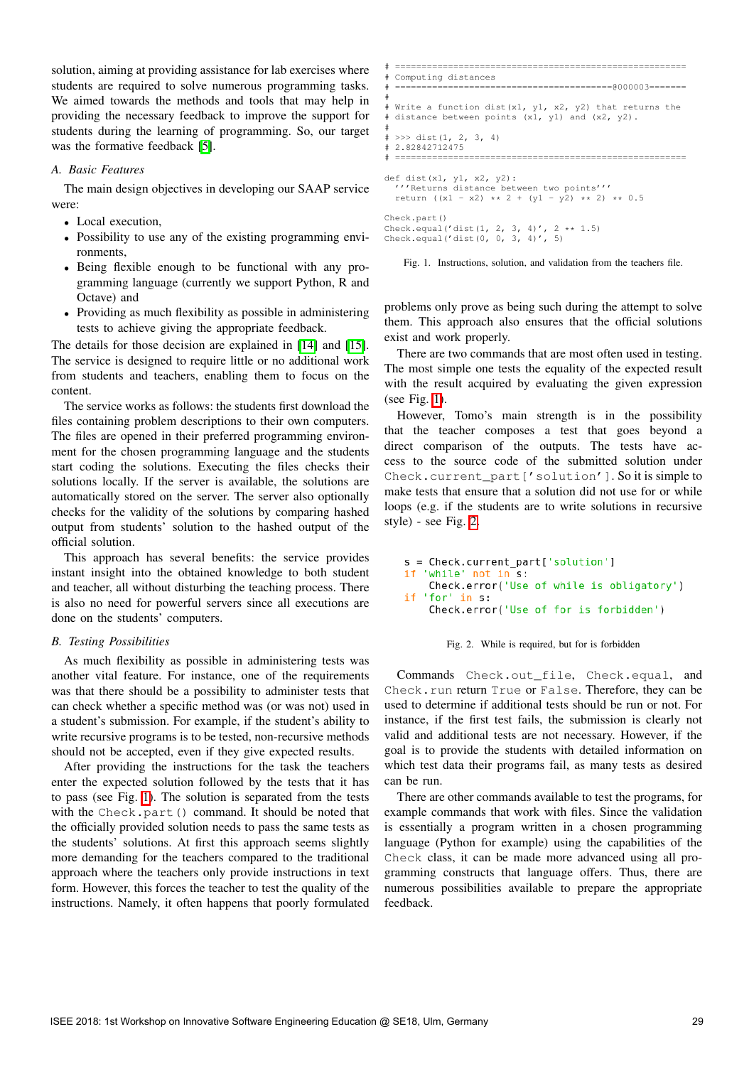solution, aiming at providing assistance for lab exercises where students are required to solve numerous programming tasks. We aimed towards the methods and tools that may help in providing the necessary feedback to improve the support for students during the learning of programming. So, our target was the formative feedback [5].

### A. Basic Features

The main design objectives in developing our SAAP service were:

- Local execution,
- Possibility to use any of the existing programming environments,
- Being flexible enough to be functional with any programming language (currently we support Python, R and Octave) and
- Providing as much flexibility as possible in administering tests to achieve giving the appropriate feedback.

The details for those decision are explained in [14] and [15]. The service is designed to require little or no additional work from students and teachers, enabling them to focus on the content.

The service works as follows: the students first download the files containing problem descriptions to their own computers. The files are opened in their preferred programming environment for the chosen programming language and the students start coding the solutions. Executing the files checks their solutions locally. If the server is available, the solutions are automatically stored on the server. The server also optionally checks for the validity of the solutions by comparing hashed output from students' solution to the hashed output of the official solution.

This approach has several benefits: the service provides instant insight into the obtained knowledge to both student and teacher, all without disturbing the teaching process. There is also no need for powerful servers since all executions are done on the students' computers.

### B. Testing Possibilities

As much flexibility as possible in administering tests was another vital feature. For instance, one of the requirements was that there should be a possibility to administer tests that can check whether a specific method was (or was not) used in a student's submission. For example, if the student's ability to write recursive programs is to be tested, non-recursive methods should not be accepted, even if they give expected results.

After providing the instructions for the task the teachers enter the expected solution followed by the tests that it has to pass (see Fig. 1). The solution is separated from the tests with the `Check.part()` command. It should be noted that the officially provided solution needs to pass the same tests as the students' solutions. At first this approach seems slightly more demanding for the teachers compared to the traditional approach where the teachers only provide instructions in text form. However, this forces the teacher to test the quality of the instructions. Namely, it often happens that poorly formulated problems only prove as being such during the attempt to solve them. This approach also ensures that the official solutions exist and work properly.

```
# =====================================================
# Computing distances
# ========================================@000003=======
#
# Write a function dist(x1, y1, x2, y2) that returns the
# distance between points (x1, y1) and (x2, y2).
#
# >>> dist(1, 2, 3, 4)
# 2.82842712475
# =====================================================

def dist(x1, y1, x2, y2):
  '''Returns distance between two points'''
  return ((x1 - x2) ** 2 + (y1 - y2) ** 2) ** 0.5

Check.part()
Check.equal('dist(1, 2, 3, 4)', 2 ** 1.5)
Check.equal('dist(0, 0, 3, 4)', 5)
```

Fig. 1. Instructions, solution, and validation from the teachers file.

There are two commands that are most often used in testing. The most simple one tests the equality of the expected result with the result acquired by evaluating the given expression (see Fig. 1).

However, Tomo's main strength is in the possibility that the teacher composes a test that goes beyond a direct comparison of the outputs. The tests have access to source code of the submitted solution under `Check.current_part['solution']`. So it is simple to make tests that ensure that a solution did not use for or while loops (e.g. if the students are to write solutions in recursive style) - see Fig. 2.

```
s = Check.current_part['solution']
if 'while' not in s:
    Check.error('Use of while is obligatory')
if 'for' in s:
    Check.error('Use of for is forbidden')
```

Fig. 2. While is required, but for is forbidden

Commands `Check.out_file`, `Check.equal`, and `Check.run` return `True` or `False`. Therefore, they can be used to determine if additional tests should be run or not. For instance, if the first test fails, the submission is clearly not valid and additional tests are not necessary. However, if the goal is to provide the students with detailed information on which test data their programs fail, as many tests as desired can be run.

There are other commands available to test the programs, for example commands that work with files. Since the validation is essentially a program written in a chosen programming language (Python for example) using the capabilities of the `Check` class, it can be made more advanced using all programming constructs that language offers. Thus, there are numerous possibilities available to prepare the appropriate feedback.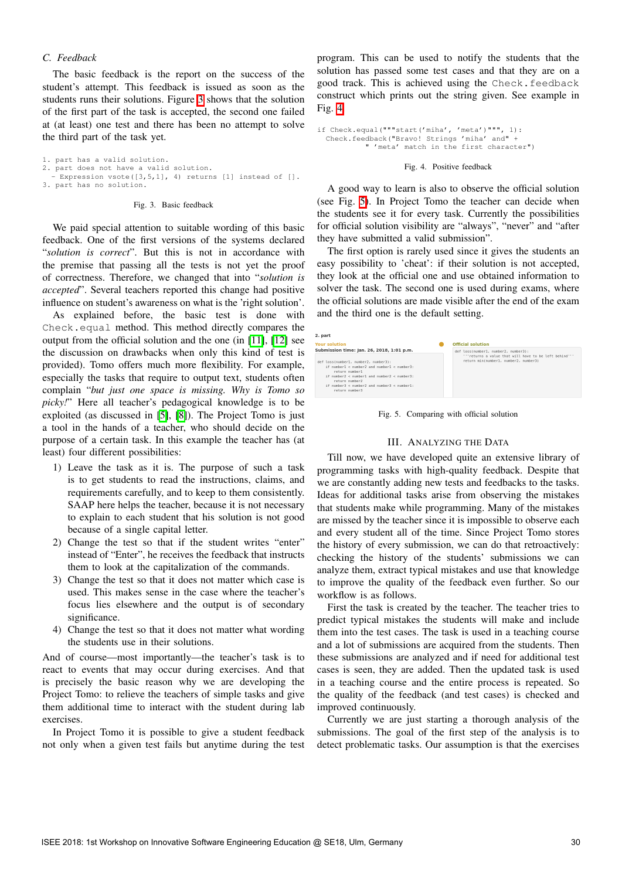### C. Feedback

The basic feedback is the report on the success of the student's attempt. This feedback is issued as soon as the students runs their solutions. Figure 3 shows that the solution of the first part of the task is accepted, the second one failed at (at least) one test and there has been no attempt to solve the third part of the task yet.

```
1. part has a valid solution.
2. part does not have a valid solution.
  - Expression vsote([3,5,1], 4) returns [1] instead of [].
3. part has no solution.
```

Fig. 3. Basic feedback

We paid special attention to suitable wording of this basic feedback. One of the first versions of the systems declared "*solution is correct*". But this is not in accordance with the premise that passing all the tests is not yet the proof of correctness. Therefore, we changed that into "*solution is accepted*". Several teachers reported this change had positive influence on student's awareness on what is the 'right solution'.

As explained before, the basic test is done with `Check.equal` method. This method directly compares the output from the official solution and the one (in [11], [12] see the discussion on drawbacks when only this kind of test is provided). Tomo offers much more flexibility. For example, especially the tasks that require to output text, students often complain "*but just one space is missing. Why is Tomo so picky!*" Here all teacher's pedagogical knowledge is to be exploited (as discussed in [5], [8]). The Project Tomo is just a tool in the hands of a teacher, who should decide on the purpose of a certain task. In this example the teacher has (at least) four different possibilities:

1) Leave the task as it is. The purpose of such a task is to get students to read the instructions, claims, and requirements carefully, and to keep to them consistently. SAAP here helps the teacher, because it is not necessary to explain to each student that his solution is not good because of a single capital letter.
2) Change the test so that if the student writes "enter" instead of "Enter", he receives the feedback that instructs them to look at the capitalization of the commands.
3) Change the test so that it does not matter which case is used. This makes sense in the case where the teacher's focus lies elsewhere and the output is of secondary significance.
4) Change the test so that it does not matter what wording the students use in their solutions.

And of course—most importantly—the teacher's task is to react to events that may occur during exercises. And that is precisely the basic reason why we are developing the Project Tomo: to relieve the teachers of simple tasks and give them additional time to interact with the student during lab exercises.

In Project Tomo it is possible to give a student feedback not only when a given test fails but anytime during the test program. This can be used to notify the students that the solution has passed some test cases and that they are on a good track. This is achieved using the `Check.feedback` construct which prints out the string given. See example in Fig. 4

```
if Check.equal("""start('miha', 'meta')""", 1):
  Check.feedback("Bravo! Strings 'miha' and" +
          " 'meta' match in the first character")
```

Fig. 4. Positive feedback

A good way to learn is also to observe the official solution (see Fig. 5). In Project Tomo the teacher can decide when the students see it for every task. Currently the possibilities for official solution visibility are "always", "never" and "after they have submitted a valid submission".

The first option is rarely used since it gives the students an easy possibility to 'cheat': if their solution is not accepted, they look at the official one and use obtained information to solver the task. The second one is used during exams, where the official solutions are made visible after the end of the exam and the third one is the default setting.

**2. part**

| Your solution<br>Submission time: Jan. 26, 2018, 1:01 p.m. | Official solution |
| --- | --- |
| `def loss(number1, number2, number3):`<br>`    if number1 < number2 and number1 < number3:`<br>`        return number1`<br>`    if number2 < number1 and number2 < number3:`<br>`        return number2`<br>`    if number3 < number2 and number3 < number1:`<br>`        return number3` | `def loss(number1, number2, number3):`<br>`    '''returns a value that will have to be left behind'''`<br>`    return min(number1, number2, number3)` |

Fig. 5. Comparing with official solution

## III. Analyzing the Data

Till now, we have developed quite an extensive library of programming tasks with high-quality feedback. Despite that we are constantly adding new tests and feedbacks to the tasks. Ideas for additional tasks arise from observing the mistakes that students make while programming. Many of the mistakes are missed by the teacher since it is impossible to observe each and every student all of the time. Since Project Tomo stores the history of every submission, we can do that retroactively: checking the history of the students' submissions we can analyze them, extract typical mistakes and use that knowledge to improve the quality of the feedback even further. So our workflow is as follows.

First the task is created by the teacher. The teacher tries to predict typical mistakes the students will make and include them into the test cases. The task is used in a teaching course and a lot of submissions are acquired from the students. Then these submissions are analyzed and if need for additional test cases is seen, they are added. Then the updated task is used in a teaching course and the entire process is repeated. So the quality of the feedback (and test cases) is checked and improved continuously.

Currently we are just starting a thorough analysis of the submissions. The goal of the first step of the analysis is to detect problematic tasks. Our assumption is that the exercises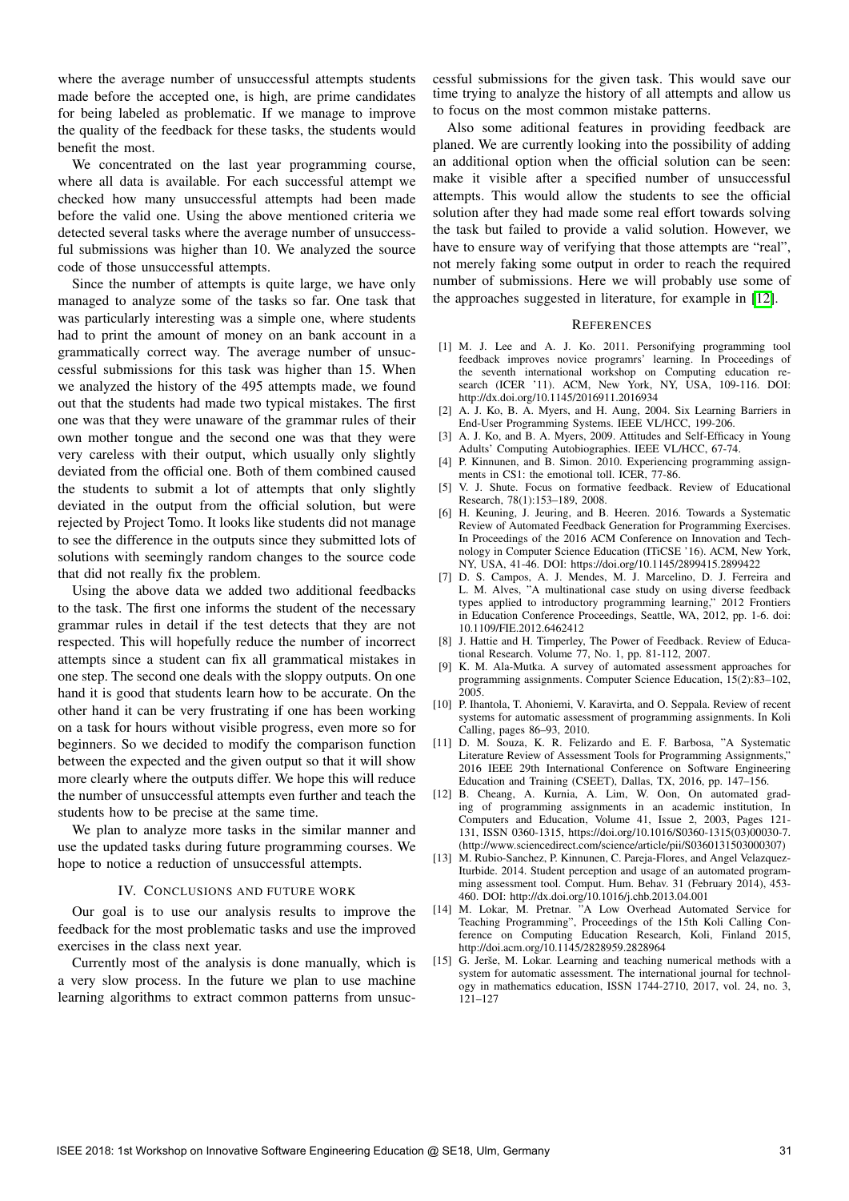where the average number of unsuccessful attempts students made before the accepted one, is high, are prime candidates for being labeled as problematic. If we manage to improve the quality of the feedback for these tasks, the students would benefit the most.

We concentrated on the last year programming course, where all data is available. For each successful attempt we checked how many unsuccessful attempts had been made before the valid one. Using the above mentioned criteria we detected several tasks where the average number of unsuccessful submissions was higher than 10. We analyzed the source code of those unsuccessful attempts.

Since the number of attempts is quite large, we have only managed to analyze some of the tasks so far. One task that was particularly interesting was a simple one, where students had to print the amount of money on an bank account in a grammatically correct way. The average number of unsuccessful submissions for this task was higher than 15. When we analyzed the history of the 495 attempts made, we found out that the students had made two typical mistakes. The first one was that they were unaware of the grammar rules of their own mother tongue and the second one was that they were very careless with their output, which usually only slightly deviated from the official one. Both of them combined caused the students to submit a lot of attempts that only slightly deviated in the output from the official solution, but were rejected by Project Tomo. It looks like students did not manage to see the difference in the outputs since they submitted lots of solutions with seemingly random changes to the source code that did not really fix the problem.

Using the above data we added two additional feedbacks to the task. The first one informs the student of the necessary grammar rules in detail if the test detects that they are not respected. This will hopefully reduce the number of incorrect attempts since a student can fix all grammatical mistakes in one step. The second one deals with the sloppy outputs. On one hand it is good that students learn how to be accurate. On the other hand it can be very frustrating if one has been working on a task for hours without visible progress, even more so for beginners. So we decided to modify the comparison function between the expected and the given output so that it will show more clearly where the outputs differ. We hope this will reduce the number of unsuccessful attempts even further and teach the students how to be precise at the same time.

We plan to analyze more tasks in the similar manner and use the updated tasks during future programming courses. We hope to notice a reduction of unsuccessful attempts.

## IV. Conclusions and Future Work

Our goal is to use our analysis results to improve the feedback for the most problematic tasks and use the improved exercises in the class next year.

Currently most of the analysis is done manually, which is a very slow process. In the future we plan to use machine learning algorithms to extract common patterns from unsuccessful submissions for the given task. This would save our time trying to analyze the history of all attempts and allow us to focus on the most common mistake patterns.

Also some aditional features in providing feedback are planed. We are currently looking into the possibility of adding an additional option when the official solution can be seen: make it visible after a specified number of unsuccessful attempts. This would allow the students to see the official solution after they had made some real effort towards solving the task but failed to provide a valid solution. However, we have to ensure way of verifying that those attempts are "real", not merely faking some output in order to reach the required number of submissions. Here we will probably use some of the approaches suggested in literature, for example in [12].

## References

[1] M. J. Lee and A. J. Ko. 2011. Personifying programming tool feedback improves novice programrs' learning. In Proceedings of the seventh international workshop on Computing education research (ICER '11). ACM, New York, NY, USA, 109-116. DOI: http://dx.doi.org/10.1145/2016911.2016934

[2] A. J. Ko, B. A. Myers, and H. Aung, 2004. Six Learning Barriers in End-User Programming Systems. IEEE VL/HCC, 199-206.

[3] A. J. Ko, and B. A. Myers, 2009. Attitudes and Self-Efficacy in Young Adults' Computing Autobiographies. IEEE VL/HCC, 67-74.

[4] P. Kinnunen, and B. Simon. 2010. Experiencing programming assignments in CS1: the emotional toll. ICER, 77-86.

[5] V. J. Shute. Focus on formative feedback. Review of Educational Research, 78(1):153–189, 2008.

[6] H. Keuning, J. Jeuring, and B. Heeren. 2016. Towards a Systematic Review of Automated Feedback Generation for Programming Exercises. In Proceedings of the 2016 ACM Conference on Innovation and Technology in Computer Science Education (ITiCSE '16). ACM, New York, NY, USA, 41-46. DOI: https://doi.org/10.1145/2899415.2899422

[7] D. S. Campos, A. J. Mendes, M. J. Marcelino, D. J. Ferreira and L. M. Alves, "A multinational case study on using diverse feedback types applied to introductory programming learning," 2012 Frontiers in Education Conference Proceedings, Seattle, WA, 2012, pp. 1-6. doi: 10.1109/FIE.2012.6462412

[8] J. Hattie and H. Timperley, The Power of Feedback. Review of Educational Research. Volume 77, No. 1, pp. 81-112, 2007.

[9] K. M. Ala-Mutka. A survey of automated assessment approaches for programming assignments. Computer Science Education, 15(2):83–102, 2005.

[10] P. Ihantola, T. Ahoniemi, V. Karavirta, and O. Seppala. Review of recent systems for automatic assessment of programming assignments. In Koli Calling, pages 86–93, 2010.

[11] D. M. Souza, K. R. Felizardo and E. F. Barbosa, "A Systematic Literature Review of Assessment Tools for Programming Assignments," 2016 IEEE 29th International Conference on Software Engineering Education and Training (CSEET), Dallas, TX, 2016, pp. 147–156.

[12] B. Cheang, A. Kurnia, A. Lim, W. Oon, On automated grading of programming assignments in an academic institution, In Computers and Education, Volume 41, Issue 2, 2003, Pages 121-131, ISSN 0360-1315, https://doi.org/10.1016/S0360-1315(03)00030-7. (http://www.sciencedirect.com/science/article/pii/S0360131503000307)

[13] M. Rubio-Sanchez, P. Kinnunen, C. Pareja-Flores, and Angel Velazquez-Iturbide. 2014. Student perception and usage of an automated programming assessment tool. Comput. Hum. Behav. 31 (February 2014), 453-460. DOI: http://dx.doi.org/10.1016/j.chb.2013.04.001

[14] M. Lokar, M. Pretnar. "A Low Overhead Automated Service for Teaching Programming", Proceedings of the 15th Koli Calling Conference on Computing Education Research, Koli, Finland 2015, http://doi.acm.org/10.1145/2828959.2828964

[15] G. Jerše, M. Lokar. Learning and teaching numerical methods with a system for automatic assessment. The international journal for technology in mathematics education, ISSN 1744-2710, 2017, vol. 24, no. 3, 121–127